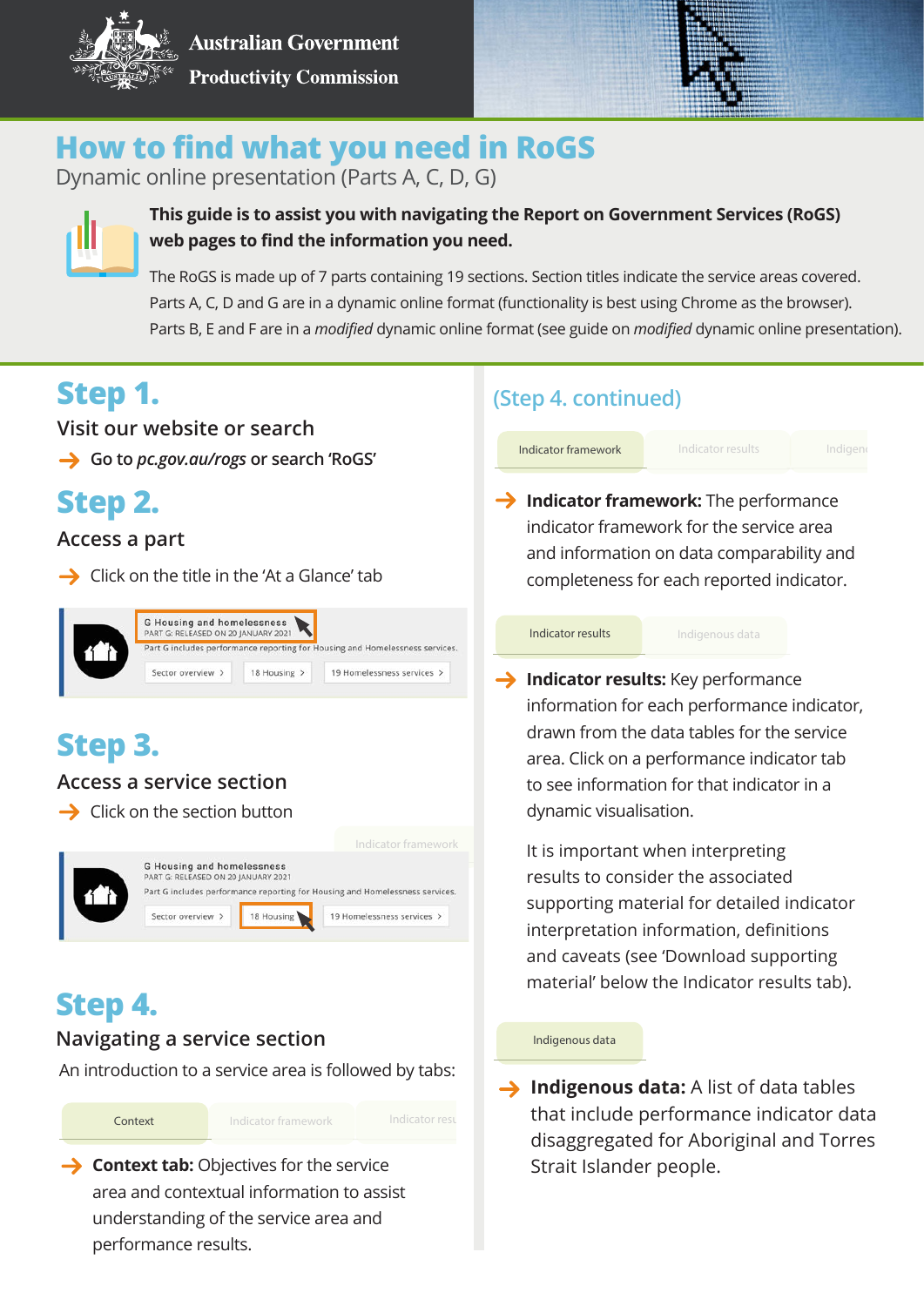Australian Government
Productivity Commission

# How to find what you need in RoGS

Dynamic online presentation (Parts A, C, D, G)

**This guide is to assist you with navigating the Report on Government Services (RoGS) web pages to find the information you need.**

The RoGS is made up of 7 parts containing 19 sections. Section titles indicate the service areas covered. Parts A, C, D and G are in a dynamic online format (functionality is best using Chrome as the browser). Parts B, E and F are in a *modified* dynamic online format (see guide on *modified* dynamic online presentation).

## Step 1.

### Visit our website or search

→ Go to *pc.gov.au/rogs* or search 'RoGS'

## Step 2.

### Access a part

→ Click on the title in the 'At a Glance' tab

G Housing and homelessness
PART G: RELEASED ON 20 JANUARY 2021
Part G includes performance reporting for Housing and Homelessness services.
Sector overview > | 18 Housing > | 19 Homelessness services >

## Step 3.

### Access a service section

→ Click on the section button

G Housing and homelessness
PART G: RELEASED ON 20 JANUARY 2021
Part G includes performance reporting for Housing and Homelessness services.
Sector overview > | 18 Housing > | 19 Homelessness services >

## Step 4.

### Navigating a service section

An introduction to a service area is followed by tabs:

Context | Indicator framework | Indicator resu

→ **Context tab:** Objectives for the service area and contextual information to assist understanding of the service area and performance results.

### (Step 4. continued)

Indicator framework | Indicator results | Indigen

→ **Indicator framework:** The performance indicator framework for the service area and information on data comparability and completeness for each reported indicator.

Indicator results | Indigenous data

→ **Indicator results:** Key performance information for each performance indicator, drawn from the data tables for the service area. Click on a performance indicator tab to see information for that indicator in a dynamic visualisation.

It is important when interpreting results to consider the associated supporting material for detailed indicator interpretation information, definitions and caveats (see 'Download supporting material' below the Indicator results tab).

Indigenous data

→ **Indigenous data:** A list of data tables that include performance indicator data disaggregated for Aboriginal and Torres Strait Islander people.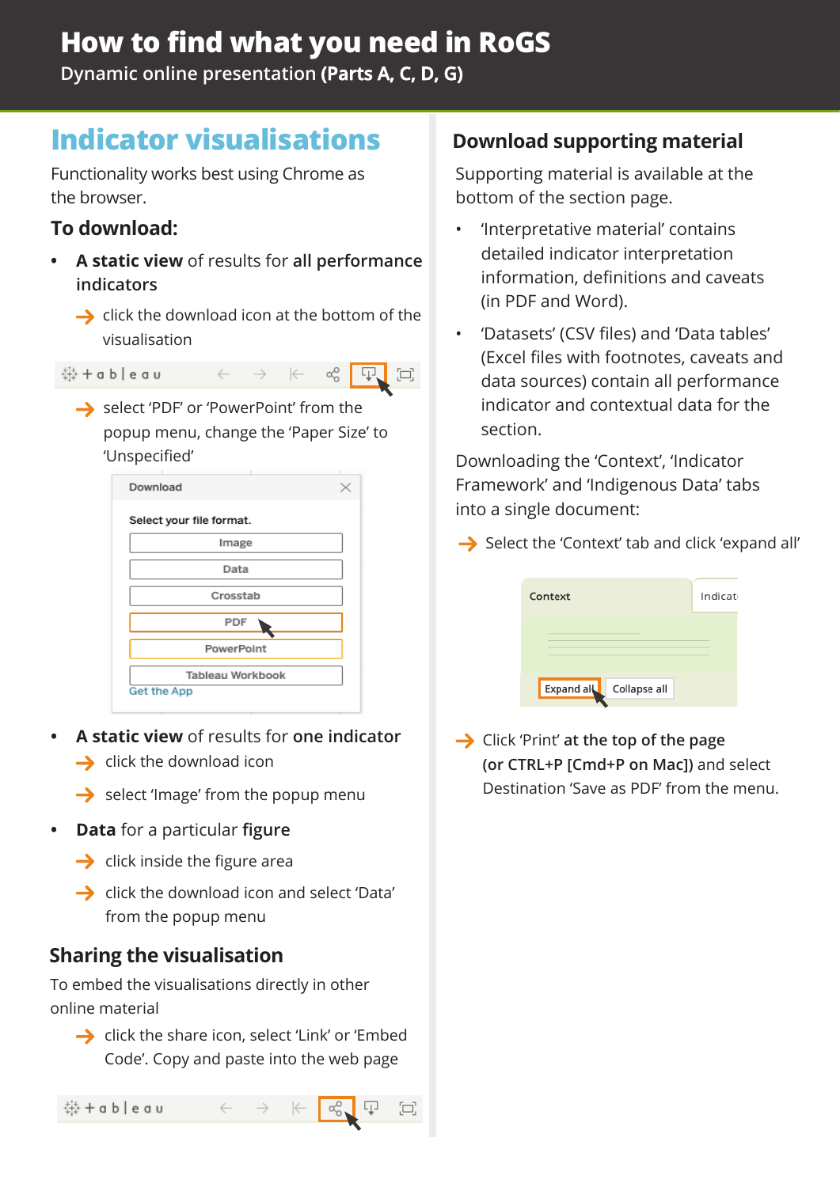# How to find what you need in RoGS

Dynamic online presentation **(Parts A, C, D, G)**

## Indicator visualisations

Functionality works best using Chrome as the browser.

### To download:

- **A static view** of results for **all performance indicators**
  - → click the download icon at the bottom of the visualisation
  - → select 'PDF' or 'PowerPoint' from the popup menu, change the 'Paper Size' to 'Unspecified'
- **A static view** of results for **one indicator**
  - → click the download icon
  - → select 'Image' from the popup menu
- **Data** for a particular **figure**
  - → click inside the figure area
  - → click the download icon and select 'Data' from the popup menu

### Sharing the visualisation

To embed the visualisations directly in other online material

→ click the share icon, select 'Link' or 'Embed Code'. Copy and paste into the web page

## Download supporting material

Supporting material is available at the bottom of the section page.

- 'Interpretative material' contains detailed indicator interpretation information, definitions and caveats (in PDF and Word).
- 'Datasets' (CSV files) and 'Data tables' (Excel files with footnotes, caveats and data sources) contain all performance indicator and contextual data for the section.

Downloading the 'Context', 'Indicator Framework' and 'Indigenous Data' tabs into a single document:

→ Select the 'Context' tab and click 'expand all'

→ Click 'Print' **at the top of the page (or CTRL+P [Cmd+P on Mac])** and select Destination 'Save as PDF' from the menu.